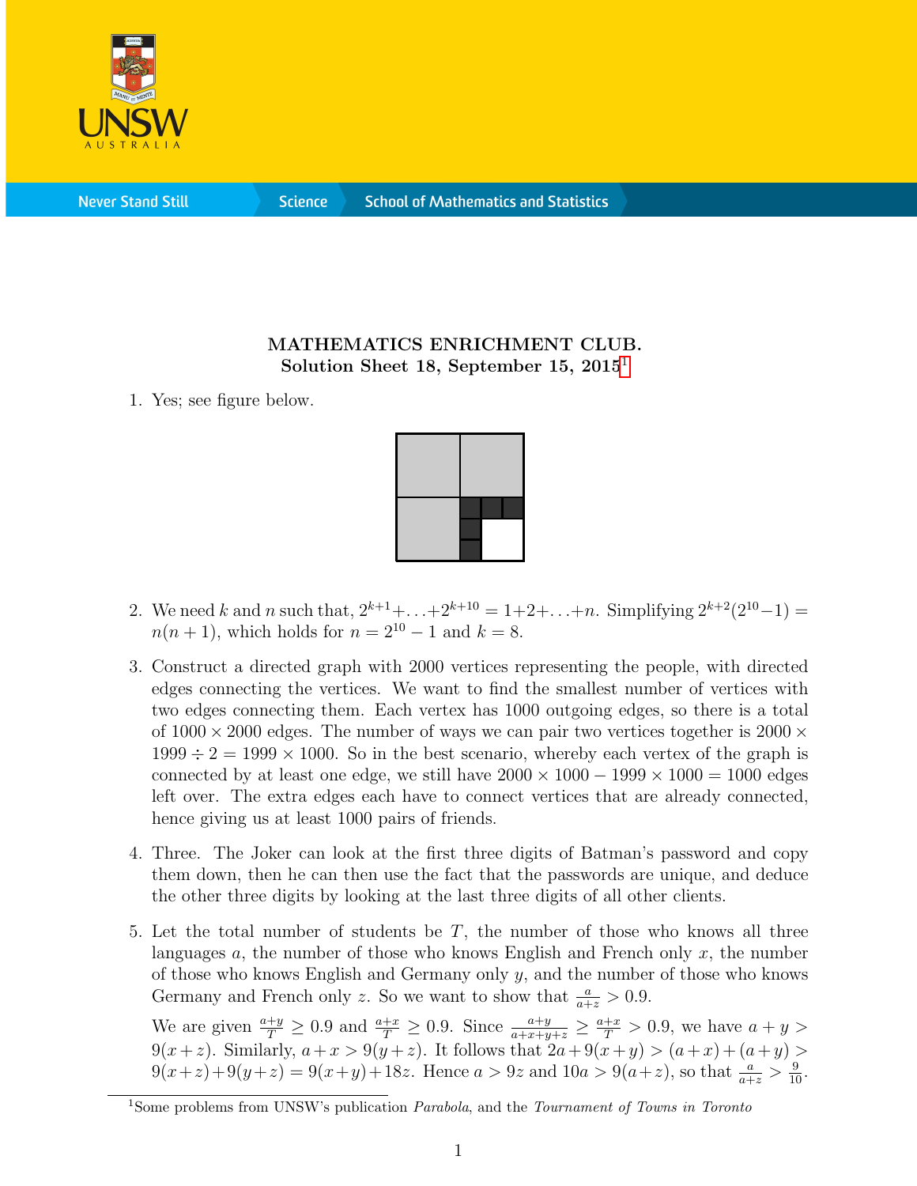# MATHEMATICS ENRICHMENT CLUB.
## Solution Sheet 18, September 15, 2015[1]

1. Yes; see figure below.

2. We need $k$ and $n$ such that, $2^{k+1}+\ldots+2^{k+10} = 1+2+\ldots+n$. Simplifying $2^{k+2}(2^{10}-1) = n(n+1)$, which holds for $n = 2^{10}-1$ and $k = 8$.

3. Construct a directed graph with 2000 vertices representing the people, with directed edges connecting the vertices. We want to find the smallest number of vertices with two edges connecting them. Each vertex has 1000 outgoing edges, so there is a total of $1000 \times 2000$ edges. The number of ways we can pair two vertices together is $2000 \times 1999 \div 2 = 1999 \times 1000$. So in the best scenario, whereby each vertex of the graph is connected by at least one edge, we still have $2000 \times 1000 - 1999 \times 1000 = 1000$ edges left over. The extra edges each have to connect vertices that are already connected, hence giving us at least 1000 pairs of friends.

4. Three. The Joker can look at the first three digits of Batman's password and copy them down, then he can then use the fact that the passwords are unique, and deduce the other three digits by looking at the last three digits of all other clients.

5. Let the total number of students be $T$, the number of those who knows all three languages $a$, the number of those who knows English and French only $x$, the number of those who knows English and Germany only $y$, and the number of those who knows Germany and French only $z$. So we want to show that $\frac{a}{a+z} > 0.9$.

   We are given $\frac{a+y}{T} \geq 0.9$ and $\frac{a+x}{T} \geq 0.9$. Since $\frac{a+y}{a+x+y+z} \geq \frac{a+x}{T} > 0.9$, we have $a+y > 9(x+z)$. Similarly, $a+x > 9(y+z)$. It follows that $2a+9(x+y) > (a+x)+(a+y) > 9(x+z)+9(y+z) = 9(x+y)+18z$. Hence $a > 9z$ and $10a > 9(a+z)$, so that $\frac{a}{a+z} > \frac{9}{10}$.

[1] Some problems from UNSW's publication *Parabola*, and the *Tournament of Towns in Toronto*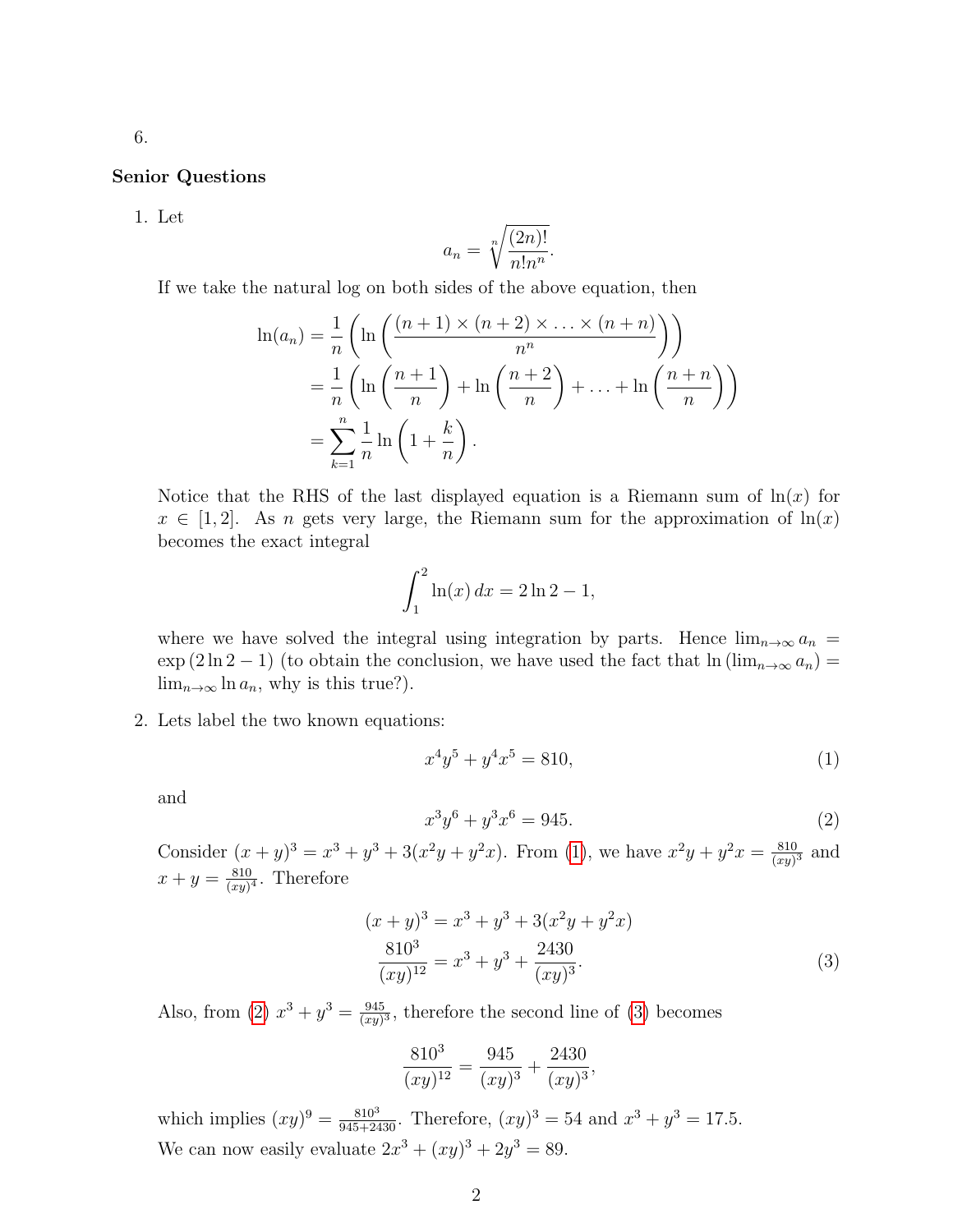6.

**Senior Questions**

1. Let

$$a_n = \sqrt[n]{\frac{(2n)!}{n!n^n}}.$$

If we take the natural log on both sides of the above equation, then

$$\begin{aligned}\ln(a_n) &= \frac{1}{n}\left(\ln\left(\frac{(n+1)\times(n+2)\times\ldots\times(n+n)}{n^n}\right)\right)\\ &= \frac{1}{n}\left(\ln\left(\frac{n+1}{n}\right)+\ln\left(\frac{n+2}{n}\right)+\ldots+\ln\left(\frac{n+n}{n}\right)\right)\\ &= \sum_{k=1}^{n}\frac{1}{n}\ln\left(1+\frac{k}{n}\right).\end{aligned}$$

Notice that the RHS of the last displayed equation is a Riemann sum of $\ln(x)$ for $x \in [1,2]$. As $n$ gets very large, the Riemann sum for the approximation of $\ln(x)$ becomes the exact integral

$$\int_1^2 \ln(x)\,dx = 2\ln 2 - 1,$$

where we have solved the integral using integration by parts. Hence $\lim_{n\to\infty} a_n = \exp(2\ln 2 - 1)$ (to obtain the conclusion, we have used the fact that $\ln(\lim_{n\to\infty} a_n) = \lim_{n\to\infty}\ln a_n$, why is this true?).

2. Lets label the two known equations:

$$x^4y^5 + y^4x^5 = 810, \tag{1}$$

and

$$x^3y^6 + y^3x^6 = 945. \tag{2}$$

Consider $(x+y)^3 = x^3 + y^3 + 3(x^2y + y^2x)$. From (1), we have $x^2y + y^2x = \frac{810}{(xy)^3}$ and $x + y = \frac{810}{(xy)^4}$. Therefore

$$\begin{aligned}(x+y)^3 &= x^3 + y^3 + 3(x^2y + y^2x)\\ \frac{810^3}{(xy)^{12}} &= x^3 + y^3 + \frac{2430}{(xy)^3}.\end{aligned} \tag{3}$$

Also, from (2) $x^3 + y^3 = \frac{945}{(xy)^3}$, therefore the second line of (3) becomes

$$\frac{810^3}{(xy)^{12}} = \frac{945}{(xy)^3} + \frac{2430}{(xy)^3},$$

which implies $(xy)^9 = \frac{810^3}{945+2430}$. Therefore, $(xy)^3 = 54$ and $x^3 + y^3 = 17.5$.

We can now easily evaluate $2x^3 + (xy)^3 + 2y^3 = 89$.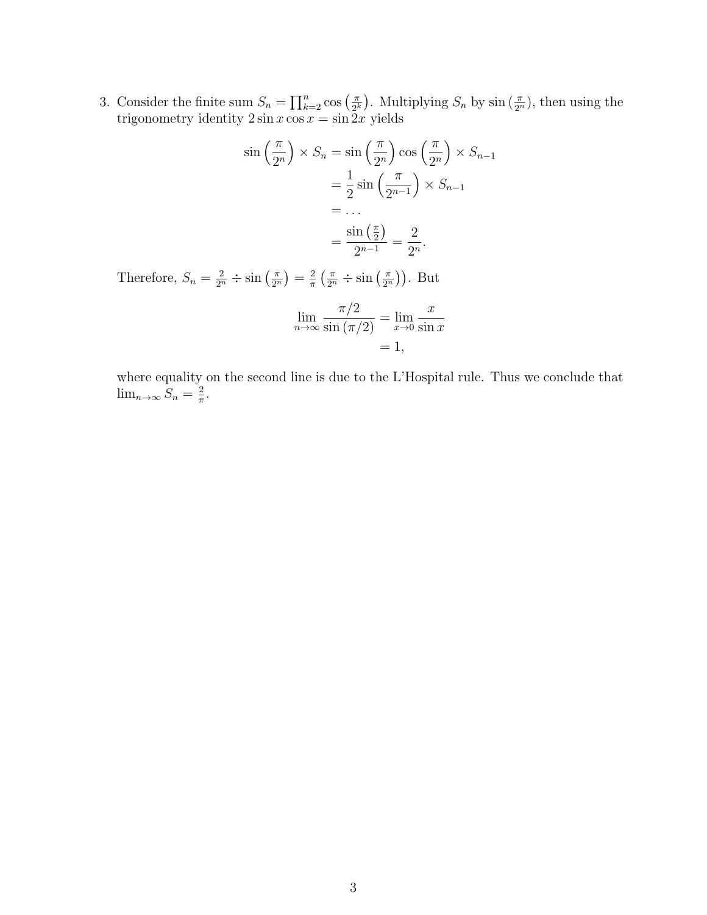3. Consider the finite sum $S_n = \prod_{k=2}^{n} \cos\left(\frac{\pi}{2^k}\right)$. Multiplying $S_n$ by $\sin\left(\frac{\pi}{2^n}\right)$, then using the trigonometry identity $2 \sin x \cos x = \sin 2x$ yields

$$
\begin{aligned}
\sin\left(\frac{\pi}{2^n}\right) \times S_n &= \sin\left(\frac{\pi}{2^n}\right) \cos\left(\frac{\pi}{2^n}\right) \times S_{n-1} \\
&= \frac{1}{2} \sin\left(\frac{\pi}{2^{n-1}}\right) \times S_{n-1} \\
&= \dots \\
&= \frac{\sin\left(\frac{\pi}{2}\right)}{2^{n-1}} = \frac{2}{2^n}.
\end{aligned}
$$

Therefore, $S_n = \frac{2}{2^n} \div \sin\left(\frac{\pi}{2^n}\right) = \frac{2}{\pi}\left(\frac{\pi}{2^n} \div \sin\left(\frac{\pi}{2^n}\right)\right)$. But

$$
\begin{aligned}
\lim_{n \to \infty} \frac{\pi/2}{\sin(\pi/2)} &= \lim_{x \to 0} \frac{x}{\sin x} \\
&= 1,
\end{aligned}
$$

where equality on the second line is due to the L'Hospital rule. Thus we conclude that $\lim_{n \to \infty} S_n = \frac{2}{\pi}$.